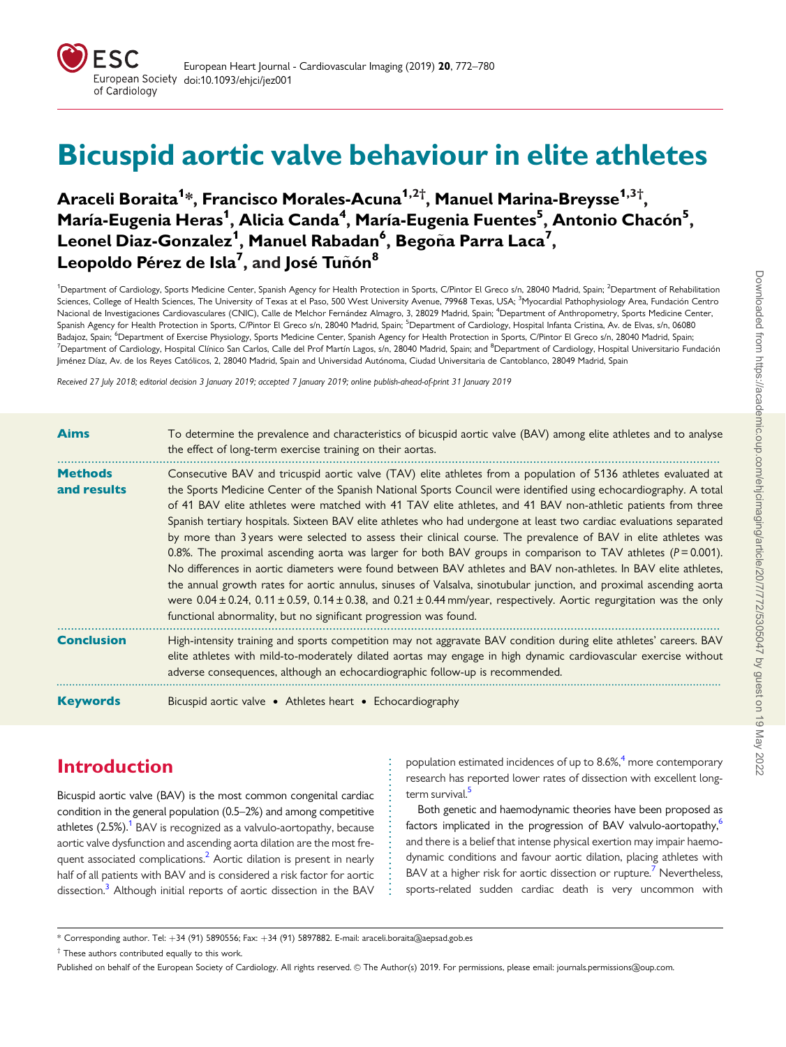# Bicuspid aortic valve behaviour in elite athletes

**Araceli Boraita[1]*, Francisco Morales-Acuna[1,2†], Manuel Marina-Breysse[1,3†], María-Eugenia Heras[1], Alicia Canda[4], María-Eugenia Fuentes[5], Antonio Chacón[5], Leonel Diaz-Gonzalez[1], Manuel Rabadan[6], Begoña Parra Laca[7], Leopoldo Pérez de Isla[7], and José Tuñón[8]**

[1]Department of Cardiology, Sports Medicine Center, Spanish Agency for Health Protection in Sports, C/Pintor El Greco s/n, 28040 Madrid, Spain; [2]Department of Rehabilitation Sciences, College of Health Sciences, The University of Texas at el Paso, 500 West University Avenue, 79968 Texas, USA; [3]Myocardial Pathophysiology Area, Fundación Centro Nacional de Investigaciones Cardiovasculares (CNIC), Calle de Melchor Fernández Almagro, 3, 28029 Madrid, Spain; [4]Department of Anthropometry, Sports Medicine Center, Spanish Agency for Health Protection in Sports, C/Pintor El Greco s/n, 28040 Madrid, Spain; [5]Department of Cardiology, Hospital Infanta Cristina, Av. de Elvas, s/n, 06080 Badajoz, Spain; [6]Department of Exercise Physiology, Sports Medicine Center, Spanish Agency for Health Protection in Sports, C/Pintor El Greco s/n, 28040 Madrid, Spain; [7]Department of Cardiology, Hospital Clínico San Carlos, Calle del Prof Martín Lagos, s/n, 28040 Madrid, Spain; and [8]Department of Cardiology, Hospital Universitario Fundación Jiménez Díaz, Av. de los Reyes Católicos, 2, 28040 Madrid, Spain and Universidad Autónoma, Ciudad Universitaria de Cantoblanco, 28049 Madrid, Spain

*Received 27 July 2018; editorial decision 3 January 2019; accepted 7 January 2019; online publish-ahead-of-print 31 January 2019*

**Aims** To determine the prevalence and characteristics of bicuspid aortic valve (BAV) among elite athletes and to analyse the effect of long-term exercise training on their aortas.

**Methods and results** Consecutive BAV and tricuspid aortic valve (TAV) elite athletes from a population of 5136 athletes evaluated at the Sports Medicine Center of the Spanish National Sports Council were identified using echocardiography. A total of 41 BAV elite athletes were matched with 41 TAV elite athletes, and 41 BAV non-athletic patients from three Spanish tertiary hospitals. Sixteen BAV elite athletes who had undergone at least two cardiac evaluations separated by more than 3 years were selected to assess their clinical course. The prevalence of BAV in elite athletes was 0.8%. The proximal ascending aorta was larger for both BAV groups in comparison to TAV athletes ($P = 0.001$). No differences in aortic diameters were found between BAV athletes and BAV non-athletes. In BAV elite athletes, the annual growth rates for aortic annulus, sinuses of Valsalva, sinotubular junction, and proximal ascending aorta were $0.04 \pm 0.24$, $0.11 \pm 0.59$, $0.14 \pm 0.38$, and $0.21 \pm 0.44$ mm/year, respectively. Aortic regurgitation was the only functional abnormality, but no significant progression was found.

**Conclusion** High-intensity training and sports competition may not aggravate BAV condition during elite athletes' careers. BAV elite athletes with mild-to-moderately dilated aortas may engage in high dynamic cardiovascular exercise without adverse consequences, although an echocardiographic follow-up is recommended.

**Keywords** Bicuspid aortic valve • Athletes heart • Echocardiography

## Introduction

Bicuspid aortic valve (BAV) is the most common congenital cardiac condition in the general population (0.5–2%) and among competitive athletes (2.5%).[1] BAV is recognized as a valvulo-aortopathy, because aortic valve dysfunction and ascending aorta dilation are the most frequent associated complications.[2] Aortic dilation is present in nearly half of all patients with BAV and is considered a risk factor for aortic dissection.[3] Although initial reports of aortic dissection in the BAV population estimated incidences of up to 8.6%,[4] more contemporary research has reported lower rates of dissection with excellent long-term survival.[5]

Both genetic and haemodynamic theories have been proposed as factors implicated in the progression of BAV valvulo-aortopathy,[6] and there is a belief that intense physical exertion may impair haemodynamic conditions and favour aortic dilation, placing athletes with BAV at a higher risk for aortic dissection or rupture.[7] Nevertheless, sports-related sudden cardiac death is very uncommon with

* Corresponding author. Tel: +34 (91) 5890556; Fax: +34 (91) 5897882. E-mail: araceli.boraita@aepsad.gob.es

† These authors contributed equally to this work.

Published on behalf of the European Society of Cardiology. All rights reserved. © The Author(s) 2019. For permissions, please email: journals.permissions@oup.com.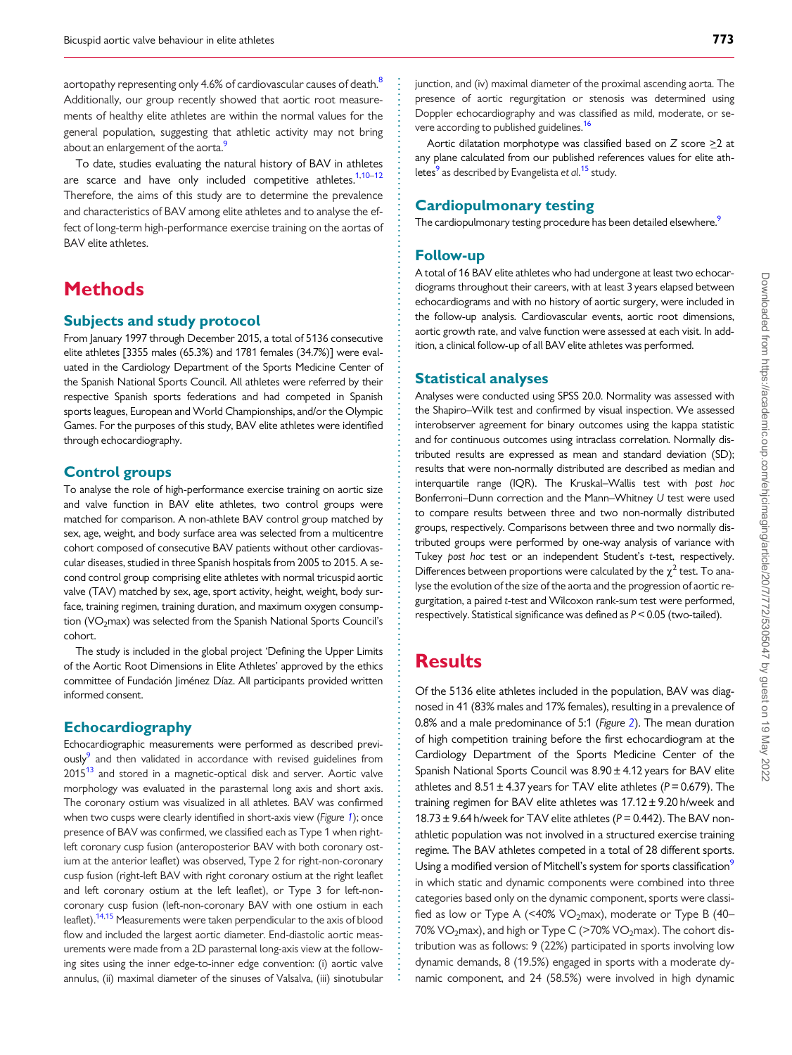aortopathy representing only 4.6% of cardiovascular causes of death.[8] Additionally, our group recently showed that aortic root measurements of healthy elite athletes are within the normal values for the general population, suggesting that athletic activity may not bring about an enlargement of the aorta.[9]

To date, studies evaluating the natural history of BAV in athletes are scarce and have only included competitive athletes.[1,10–12] Therefore, the aims of this study are to determine the prevalence and characteristics of BAV among elite athletes and to analyse the effect of long-term high-performance exercise training on the aortas of BAV elite athletes.

# Methods

## Subjects and study protocol

From January 1997 through December 2015, a total of 5136 consecutive elite athletes [3355 males (65.3%) and 1781 females (34.7%)] were evaluated in the Cardiology Department of the Sports Medicine Center of the Spanish National Sports Council. All athletes were referred by their respective Spanish sports federations and had competed in Spanish sports leagues, European and World Championships, and/or the Olympic Games. For the purposes of this study, BAV elite athletes were identified through echocardiography.

## Control groups

To analyse the role of high-performance exercise training on aortic size and valve function in BAV elite athletes, two control groups were matched for comparison. A non-athlete BAV control group matched by sex, age, weight, and body surface area was selected from a multicentre cohort composed of consecutive BAV patients without other cardiovascular diseases, studied in three Spanish hospitals from 2005 to 2015. A second control group comprising elite athletes with normal tricuspid aortic valve (TAV) matched by sex, age, sport activity, height, weight, body surface, training regimen, training duration, and maximum oxygen consumption ($VO_2$max) was selected from the Spanish National Sports Council's cohort.

The study is included in the global project 'Defining the Upper Limits of the Aortic Root Dimensions in Elite Athletes' approved by the ethics committee of Fundación Jiménez Díaz. All participants provided written informed consent.

## Echocardiography

Echocardiographic measurements were performed as described previously[9] and then validated in accordance with revised guidelines from 2015[13] and stored in a magnetic-optical disk and server. Aortic valve morphology was evaluated in the parasternal long axis and short axis. The coronary ostium was visualized in all athletes. BAV was confirmed when two cusps were clearly identified in short-axis view (*Figure 1*); once presence of BAV was confirmed, we classified each as Type 1 when right-left coronary cusp fusion (anteroposterior BAV with both coronary ostium at the anterior leaflet) was observed, Type 2 for right-non-coronary cusp fusion (right-left BAV with right coronary ostium at the right leaflet and left coronary ostium at the left leaflet), or Type 3 for left-non-coronary cusp fusion (left-non-coronary BAV with one ostium in each leaflet).[14,15] Measurements were taken perpendicular to the axis of blood flow and included the largest aortic diameter. End-diastolic aortic measurements were made from a 2D parasternal long-axis view at the following sites using the inner edge-to-inner edge convention: (i) aortic valve annulus, (ii) maximal diameter of the sinuses of Valsalva, (iii) sinotubular junction, and (iv) maximal diameter of the proximal ascending aorta. The presence of aortic regurgitation or stenosis was determined using Doppler echocardiography and was classified as mild, moderate, or severe according to published guidelines.[16]

Aortic dilatation morphotype was classified based on $Z$ score $\geq 2$ at any plane calculated from our published references values for elite athletes[9] as described by Evangelista *et al.*[15] study.

## Cardiopulmonary testing

The cardiopulmonary testing procedure has been detailed elsewhere.[9]

## Follow-up

A total of 16 BAV elite athletes who had undergone at least two echocardiograms throughout their careers, with at least 3 years elapsed between echocardiograms and with no history of aortic surgery, were included in the follow-up analysis. Cardiovascular events, aortic root dimensions, aortic growth rate, and valve function were assessed at each visit. In addition, a clinical follow-up of all BAV elite athletes was performed.

## Statistical analyses

Analyses were conducted using SPSS 20.0. Normality was assessed with the Shapiro–Wilk test and confirmed by visual inspection. We assessed interobserver agreement for binary outcomes using the kappa statistic and for continuous outcomes using intraclass correlation. Normally distributed results are expressed as mean and standard deviation (SD); results that were non-normally distributed are described as median and interquartile range (IQR). The Kruskal–Wallis test with *post hoc* Bonferroni–Dunn correction and the Mann–Whitney $U$ test were used to compare results between three and two non-normally distributed groups, respectively. Comparisons between three and two normally distributed groups were performed by one-way analysis of variance with Tukey *post hoc* test or an independent Student's $t$-test, respectively. Differences between proportions were calculated by the $\chi^2$ test. To analyse the evolution of the size of the aorta and the progression of aortic regurgitation, a paired $t$-test and Wilcoxon rank-sum test were performed, respectively. Statistical significance was defined as $P < 0.05$ (two-tailed).

# Results

Of the 5136 elite athletes included in the population, BAV was diagnosed in 41 (83% males and 17% females), resulting in a prevalence of 0.8% and a male predominance of 5:1 (*Figure 2*). The mean duration of high competition training before the first echocardiogram at the Cardiology Department of the Sports Medicine Center of the Spanish National Sports Council was 8.90 ± 4.12 years for BAV elite athletes and 8.51 ± 4.37 years for TAV elite athletes ($P = 0.679$). The training regimen for BAV elite athletes was 17.12 ± 9.20 h/week and 18.73 ± 9.64 h/week for TAV elite athletes ($P = 0.442$). The BAV non-athletic population was not involved in a structured exercise training regime. The BAV athletes competed in a total of 28 different sports. Using a modified version of Mitchell's system for sports classification[9] in which static and dynamic components were combined into three categories based only on the dynamic component, sports were classified as low or Type A (<40% $VO_2$max), moderate or Type B (40–70% $VO_2$max), and high or Type C (>70% $VO_2$max). The cohort distribution was as follows: 9 (22%) participated in sports involving low dynamic demands, 8 (19.5%) engaged in sports with a moderate dynamic component, and 24 (58.5%) were involved in high dynamic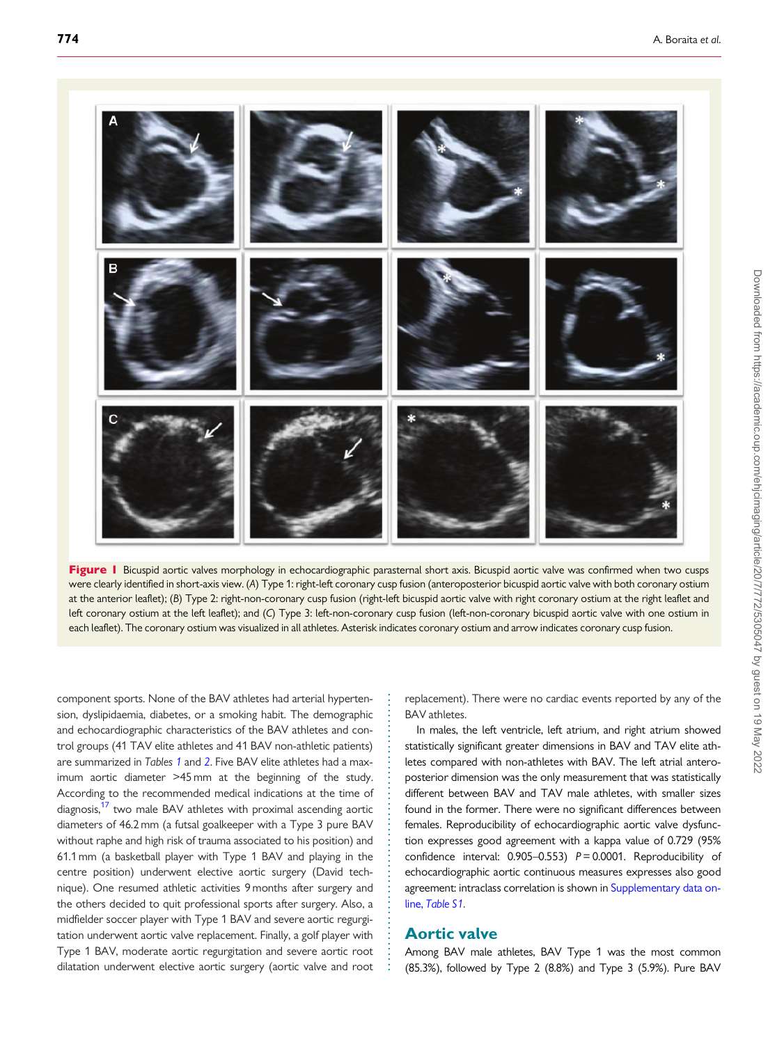**Figure 1** Bicuspid aortic valves morphology in echocardiographic parasternal short axis. Bicuspid aortic valve was confirmed when two cusps were clearly identified in short-axis view. (*A*) Type 1: right-left coronary cusp fusion (anteroposterior bicuspid aortic valve with both coronary ostium at the anterior leaflet); (*B*) Type 2: right-non-coronary cusp fusion (right-left bicuspid aortic valve with right coronary ostium at the right leaflet and left coronary ostium at the left leaflet); and (*C*) Type 3: left-non-coronary cusp fusion (left-non-coronary bicuspid aortic valve with one ostium in each leaflet). The coronary ostium was visualized in all athletes. Asterisk indicates coronary ostium and arrow indicates coronary cusp fusion.

component sports. None of the BAV athletes had arterial hypertension, dyslipidaemia, diabetes, or a smoking habit. The demographic and echocardiographic characteristics of the BAV athletes and control groups (41 TAV elite athletes and 41 BAV non-athletic patients) are summarized in *Tables 1* and *2*. Five BAV elite athletes had a maximum aortic diameter >45 mm at the beginning of the study. According to the recommended medical indications at the time of diagnosis,[17] two male BAV athletes with proximal ascending aortic diameters of 46.2 mm (a futsal goalkeeper with a Type 3 pure BAV without raphe and high risk of trauma associated to his position) and 61.1 mm (a basketball player with Type 1 BAV and playing in the centre position) underwent elective aortic surgery (David technique). One resumed athletic activities 9 months after surgery and the others decided to quit professional sports after surgery. Also, a midfielder soccer player with Type 1 BAV and severe aortic regurgitation underwent aortic valve replacement. Finally, a golf player with Type 1 BAV, moderate aortic regurgitation and severe aortic root dilatation underwent elective aortic surgery (aortic valve and root replacement). There were no cardiac events reported by any of the BAV athletes.

In males, the left ventricle, left atrium, and right atrium showed statistically significant greater dimensions in BAV and TAV elite athletes compared with non-athletes with BAV. The left atrial anteroposterior dimension was the only measurement that was statistically different between BAV and TAV male athletes, with smaller sizes found in the former. There were no significant differences between females. Reproducibility of echocardiographic aortic valve dysfunction expresses good agreement with a kappa value of 0.729 (95% confidence interval: 0.905–0.553) $P = 0.0001$. Reproducibility of echocardiographic aortic continuous measures expresses also good agreement: intraclass correlation is shown in Supplementary data online, *Table S1*.

## Aortic valve

Among BAV male athletes, BAV Type 1 was the most common (85.3%), followed by Type 2 (8.8%) and Type 3 (5.9%). Pure BAV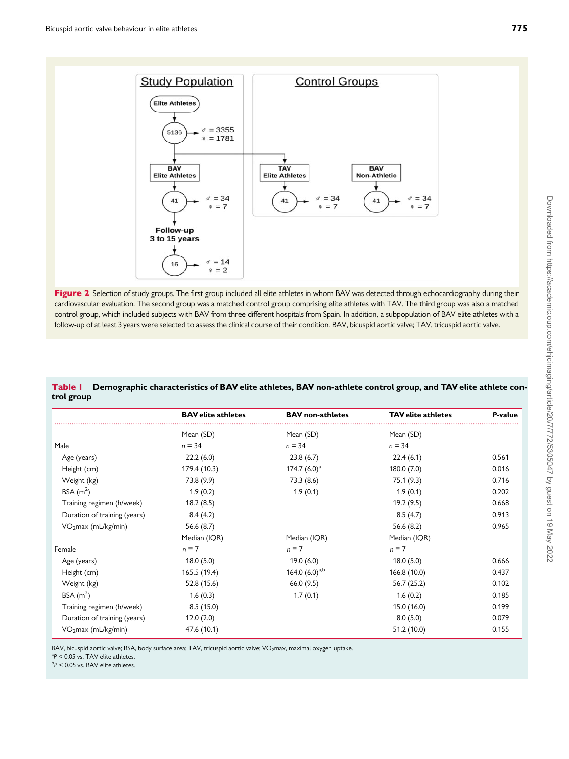**Figure 2** Selection of study groups. The first group included all elite athletes in whom BAV was detected through echocardiography during their cardiovascular evaluation. The second group was a matched control group comprising elite athletes with TAV. The third group was also a matched control group, which included subjects with BAV from three different hospitals from Spain. In addition, a subpopulation of BAV elite athletes with a follow-up of at least 3 years were selected to assess the clinical course of their condition. BAV, bicuspid aortic valve; TAV, tricuspid aortic valve.

**Table 1 Demographic characteristics of BAV elite athletes, BAV non-athlete control group, and TAV elite athlete control group**

| | BAV elite athletes | BAV non-athletes | TAV elite athletes | *P*-value |
|---|---|---|---|---|
| | Mean (SD) | Mean (SD) | Mean (SD) | |
| Male | *n* = 34 | *n* = 34 | *n* = 34 | |
| Age (years) | 22.2 (6.0) | 23.8 (6.7) | 22.4 (6.1) | 0.561 |
| Height (cm) | 179.4 (10.3) | 174.7 (6.0)[a] | 180.0 (7.0) | 0.016 |
| Weight (kg) | 73.8 (9.9) | 73.3 (8.6) | 75.1 (9.3) | 0.716 |
| BSA ($m^2$) | 1.9 (0.2) | 1.9 (0.1) | 1.9 (0.1) | 0.202 |
| Training regimen (h/week) | 18.2 (8.5) | | 19.2 (9.5) | 0.668 |
| Duration of training (years) | 8.4 (4.2) | | 8.5 (4.7) | 0.913 |
| $VO_2$max (mL/kg/min) | 56.6 (8.7) | | 56.6 (8.2) | 0.965 |
| | Median (IQR) | Median (IQR) | Median (IQR) | |
| Female | *n* = 7 | *n* = 7 | *n* = 7 | |
| Age (years) | 18.0 (5.0) | 19.0 (6.0) | 18.0 (5.0) | 0.666 |
| Height (cm) | 165.5 (19.4) | 164.0 (6.0)[a,b] | 166.8 (10.0) | 0.437 |
| Weight (kg) | 52.8 (15.6) | 66.0 (9.5) | 56.7 (25.2) | 0.102 |
| BSA ($m^2$) | 1.6 (0.3) | 1.7 (0.1) | 1.6 (0.2) | 0.185 |
| Training regimen (h/week) | 8.5 (15.0) | | 15.0 (16.0) | 0.199 |
| Duration of training (years) | 12.0 (2.0) | | 8.0 (5.0) | 0.079 |
| $VO_2$max (mL/kg/min) | 47.6 (10.1) | | 51.2 (10.0) | 0.155 |

BAV, bicuspid aortic valve; BSA, body surface area; TAV, tricuspid aortic valve; $VO_2$max, maximal oxygen uptake.
[a]$P < 0.05$ vs. TAV elite athletes.
[b]$P < 0.05$ vs. BAV elite athletes.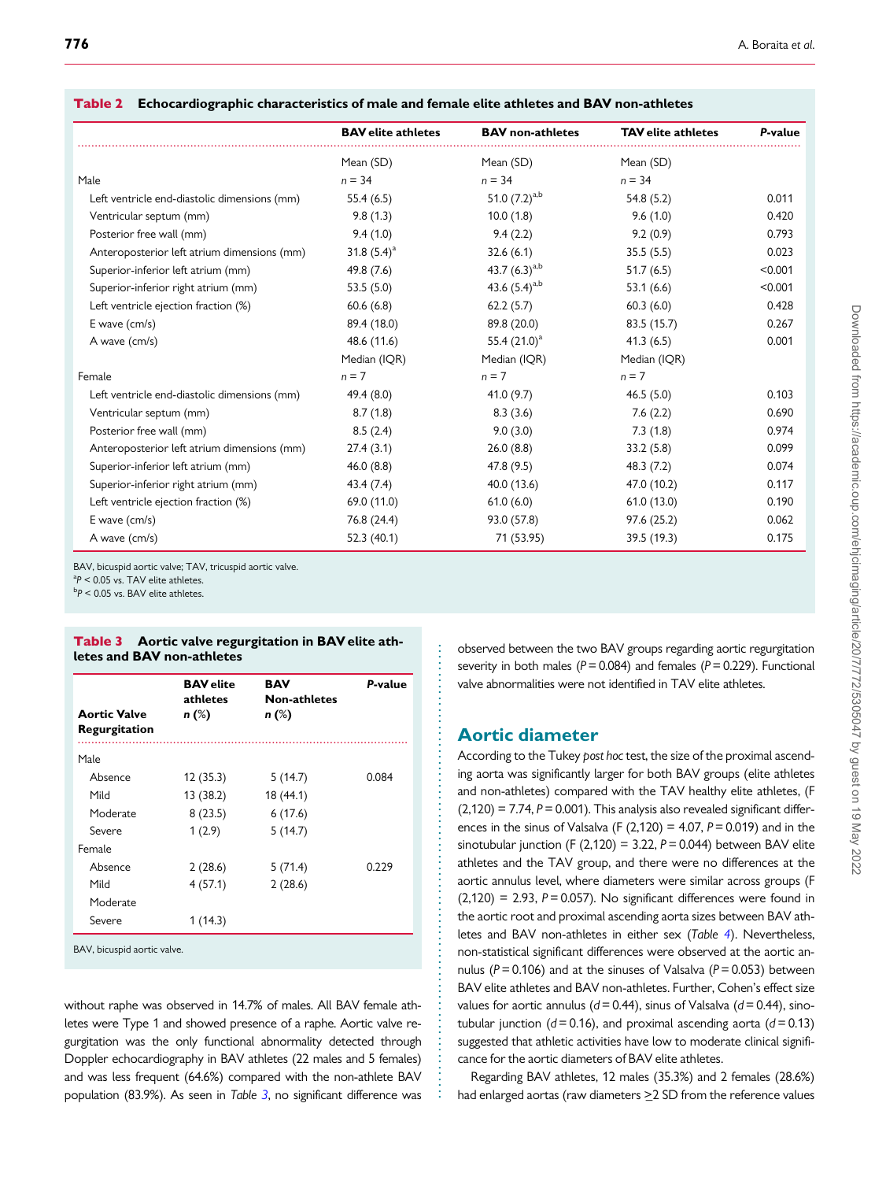**Table 2** Echocardiographic characteristics of male and female elite athletes and BAV non-athletes

| | BAV elite athletes | BAV non-athletes | TAV elite athletes | P-value |
|---|---|---|---|---|
| | Mean (SD) | Mean (SD) | Mean (SD) | |
| Male | n = 34 | n = 34 | n = 34 | |
| Left ventricle end-diastolic dimensions (mm) | 55.4 (6.5) | 51.0 (7.2)[a,b] | 54.8 (5.2) | 0.011 |
| Ventricular septum (mm) | 9.8 (1.3) | 10.0 (1.8) | 9.6 (1.0) | 0.420 |
| Posterior free wall (mm) | 9.4 (1.0) | 9.4 (2.2) | 9.2 (0.9) | 0.793 |
| Anteroposterior left atrium dimensions (mm) | 31.8 (5.4)[a] | 32.6 (6.1) | 35.5 (5.5) | 0.023 |
| Superior-inferior left atrium (mm) | 49.8 (7.6) | 43.7 (6.3)[a,b] | 51.7 (6.5) | <0.001 |
| Superior-inferior right atrium (mm) | 53.5 (5.0) | 43.6 (5.4)[a,b] | 53.1 (6.6) | <0.001 |
| Left ventricle ejection fraction (%) | 60.6 (6.8) | 62.2 (5.7) | 60.3 (6.0) | 0.428 |
| E wave (cm/s) | 89.4 (18.0) | 89.8 (20.0) | 83.5 (15.7) | 0.267 |
| A wave (cm/s) | 48.6 (11.6) | 55.4 (21.0)[a] | 41.3 (6.5) | 0.001 |
| | Median (IQR) | Median (IQR) | Median (IQR) | |
| Female | n = 7 | n = 7 | n = 7 | |
| Left ventricle end-diastolic dimensions (mm) | 49.4 (8.0) | 41.0 (9.7) | 46.5 (5.0) | 0.103 |
| Ventricular septum (mm) | 8.7 (1.8) | 8.3 (3.6) | 7.6 (2.2) | 0.690 |
| Posterior free wall (mm) | 8.5 (2.4) | 9.0 (3.0) | 7.3 (1.8) | 0.974 |
| Anteroposterior left atrium dimensions (mm) | 27.4 (3.1) | 26.0 (8.8) | 33.2 (5.8) | 0.099 |
| Superior-inferior left atrium (mm) | 46.0 (8.8) | 47.8 (9.5) | 48.3 (7.2) | 0.074 |
| Superior-inferior right atrium (mm) | 43.4 (7.4) | 40.0 (13.6) | 47.0 (10.2) | 0.117 |
| Left ventricle ejection fraction (%) | 69.0 (11.0) | 61.0 (6.0) | 61.0 (13.0) | 0.190 |
| E wave (cm/s) | 76.8 (24.4) | 93.0 (57.8) | 97.6 (25.2) | 0.062 |
| A wave (cm/s) | 52.3 (40.1) | 71 (53.95) | 39.5 (19.3) | 0.175 |

BAV, bicuspid aortic valve; TAV, tricuspid aortic valve.
[a] $P < 0.05$ vs. TAV elite athletes.
[b] $P < 0.05$ vs. BAV elite athletes.

**Table 3** Aortic valve regurgitation in BAV elite athletes and BAV non-athletes

| Aortic Valve Regurgitation | BAV elite athletes n (%) | BAV Non-athletes n (%) | P-value |
|---|---|---|---|
| Male | | | |
| Absence | 12 (35.3) | 5 (14.7) | 0.084 |
| Mild | 13 (38.2) | 18 (44.1) | |
| Moderate | 8 (23.5) | 6 (17.6) | |
| Severe | 1 (2.9) | 5 (14.7) | |
| Female | | | |
| Absence | 2 (28.6) | 5 (71.4) | 0.229 |
| Mild | 4 (57.1) | 2 (28.6) | |
| Moderate | | | |
| Severe | 1 (14.3) | | |

BAV, bicuspid aortic valve.

without raphe was observed in 14.7% of males. All BAV female athletes were Type 1 and showed presence of a raphe. Aortic valve regurgitation was the only functional abnormality detected through Doppler echocardiography in BAV athletes (22 males and 5 females) and was less frequent (64.6%) compared with the non-athlete BAV population (83.9%). As seen in *Table 3*, no significant difference was observed between the two BAV groups regarding aortic regurgitation severity in both males ($P = 0.084$) and females ($P = 0.229$). Functional valve abnormalities were not identified in TAV elite athletes.

## Aortic diameter

According to the Tukey *post hoc* test, the size of the proximal ascending aorta was significantly larger for both BAV groups (elite athletes and non-athletes) compared with the TAV healthy elite athletes, (F $(2,120) = 7.74$, $P = 0.001$). This analysis also revealed significant differences in the sinus of Valsalva (F $(2,120) = 4.07$, $P = 0.019$) and in the sinotubular junction (F $(2,120) = 3.22$, $P = 0.044$) between BAV elite athletes and the TAV group, and there were no differences at the aortic annulus level, where diameters were similar across groups (F $(2,120) = 2.93$, $P = 0.057$). No significant differences were found in the aortic root and proximal ascending aorta sizes between BAV athletes and BAV non-athletes in either sex (*Table 4*). Nevertheless, non-statistical significant differences were observed at the aortic annulus ($P = 0.106$) and at the sinuses of Valsalva ($P = 0.053$) between BAV elite athletes and BAV non-athletes. Further, Cohen's effect size values for aortic annulus ($d = 0.44$), sinus of Valsalva ($d = 0.44$), sinotubular junction ($d = 0.16$), and proximal ascending aorta ($d = 0.13$) suggested that athletic activities have low to moderate clinical significance for the aortic diameters of BAV elite athletes.

Regarding BAV athletes, 12 males (35.3%) and 2 females (28.6%) had enlarged aortas (raw diameters ≥2 SD from the reference values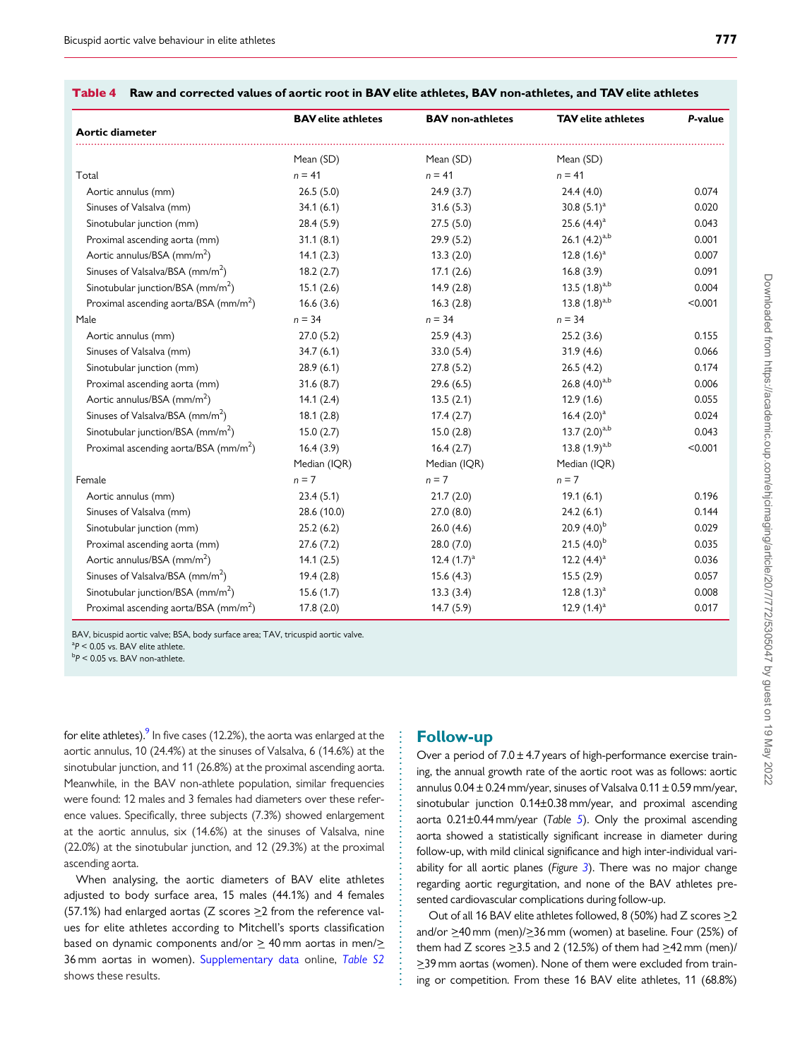**Table 4** Raw and corrected values of aortic root in BAV elite athletes, BAV non-athletes, and TAV elite athletes

| Aortic diameter | BAV elite athletes | BAV non-athletes | TAV elite athletes | P-value |
|---|---|---|---|---|
| | Mean (SD) | Mean (SD) | Mean (SD) | |
| Total | $n$ = 41 | $n$ = 41 | $n$ = 41 | |
| Aortic annulus (mm) | 26.5 (5.0) | 24.9 (3.7) | 24.4 (4.0) | 0.074 |
| Sinuses of Valsalva (mm) | 34.1 (6.1) | 31.6 (5.3) | 30.8 (5.1)[a] | 0.020 |
| Sinotubular junction (mm) | 28.4 (5.9) | 27.5 (5.0) | 25.6 (4.4)[a] | 0.043 |
| Proximal ascending aorta (mm) | 31.1 (8.1) | 29.9 (5.2) | 26.1 (4.2)[a,b] | 0.001 |
| Aortic annulus/BSA (mm/m$^2$) | 14.1 (2.3) | 13.3 (2.0) | 12.8 (1.6)[a] | 0.007 |
| Sinuses of Valsalva/BSA (mm/m$^2$) | 18.2 (2.7) | 17.1 (2.6) | 16.8 (3.9) | 0.091 |
| Sinotubular junction/BSA (mm/m$^2$) | 15.1 (2.6) | 14.9 (2.8) | 13.5 (1.8)[a,b] | 0.004 |
| Proximal ascending aorta/BSA (mm/m$^2$) | 16.6 (3.6) | 16.3 (2.8) | 13.8 (1.8)[a,b] | <0.001 |
| Male | $n$ = 34 | $n$ = 34 | $n$ = 34 | |
| Aortic annulus (mm) | 27.0 (5.2) | 25.9 (4.3) | 25.2 (3.6) | 0.155 |
| Sinuses of Valsalva (mm) | 34.7 (6.1) | 33.0 (5.4) | 31.9 (4.6) | 0.066 |
| Sinotubular junction (mm) | 28.9 (6.1) | 27.8 (5.2) | 26.5 (4.2) | 0.174 |
| Proximal ascending aorta (mm) | 31.6 (8.7) | 29.6 (6.5) | 26.8 (4.0)[a,b] | 0.006 |
| Aortic annulus/BSA (mm/m$^2$) | 14.1 (2.4) | 13.5 (2.1) | 12.9 (1.6) | 0.055 |
| Sinuses of Valsalva/BSA (mm/m$^2$) | 18.1 (2.8) | 17.4 (2.7) | 16.4 (2.0)[a] | 0.024 |
| Sinotubular junction/BSA (mm/m$^2$) | 15.0 (2.7) | 15.0 (2.8) | 13.7 (2.0)[a,b] | 0.043 |
| Proximal ascending aorta/BSA (mm/m$^2$) | 16.4 (3.9) | 16.4 (2.7) | 13.8 (1.9)[a,b] | <0.001 |
| | Median (IQR) | Median (IQR) | Median (IQR) | |
| Female | $n$ = 7 | $n$ = 7 | $n$ = 7 | |
| Aortic annulus (mm) | 23.4 (5.1) | 21.7 (2.0) | 19.1 (6.1) | 0.196 |
| Sinuses of Valsalva (mm) | 28.6 (10.0) | 27.0 (8.0) | 24.2 (6.1) | 0.144 |
| Sinotubular junction (mm) | 25.2 (6.2) | 26.0 (4.6) | 20.9 (4.0)[b] | 0.029 |
| Proximal ascending aorta (mm) | 27.6 (7.2) | 28.0 (7.0) | 21.5 (4.0)[b] | 0.035 |
| Aortic annulus/BSA (mm/m$^2$) | 14.1 (2.5) | 12.4 (1.7)[a] | 12.2 (4.4)[a] | 0.036 |
| Sinuses of Valsalva/BSA (mm/m$^2$) | 19.4 (2.8) | 15.6 (4.3) | 15.5 (2.9) | 0.057 |
| Sinotubular junction/BSA (mm/m$^2$) | 15.6 (1.7) | 13.3 (3.4) | 12.8 (1.3)[a] | 0.008 |
| Proximal ascending aorta/BSA (mm/m$^2$) | 17.8 (2.0) | 14.7 (5.9) | 12.9 (1.4)[a] | 0.017 |

BAV, bicuspid aortic valve; BSA, body surface area; TAV, tricuspid aortic valve.
[a]$P < 0.05$ vs. BAV elite athlete.
[b]$P < 0.05$ vs. BAV non-athlete.

for elite athletes).[9] In five cases (12.2%), the aorta was enlarged at the aortic annulus, 10 (24.4%) at the sinuses of Valsalva, 6 (14.6%) at the sinotubular junction, and 11 (26.8%) at the proximal ascending aorta. Meanwhile, in the BAV non-athlete population, similar frequencies were found: 12 males and 3 females had diameters over these reference values. Specifically, three subjects (7.3%) showed enlargement at the aortic annulus, six (14.6%) at the sinuses of Valsalva, nine (22.0%) at the sinotubular junction, and 12 (29.3%) at the proximal ascending aorta.

When analysing, the aortic diameters of BAV elite athletes adjusted to body surface area, 15 males (44.1%) and 4 females (57.1%) had enlarged aortas (Z scores ≥2 from the reference values for elite athletes according to Mitchell's sports classification based on dynamic components and/or ≥ 40 mm aortas in men/≥ 36 mm aortas in women). Supplementary data online, *Table S2* shows these results.

## Follow-up

Over a period of 7.0 ± 4.7 years of high-performance exercise training, the annual growth rate of the aortic root was as follows: aortic annulus 0.04 ± 0.24 mm/year, sinuses of Valsalva 0.11 ± 0.59 mm/year, sinotubular junction 0.14±0.38 mm/year, and proximal ascending aorta 0.21±0.44 mm/year (*Table 5*). Only the proximal ascending aorta showed a statistically significant increase in diameter during follow-up, with mild clinical significance and high inter-individual variability for all aortic planes (*Figure 3*). There was no major change regarding aortic regurgitation, and none of the BAV athletes presented cardiovascular complications during follow-up.

Out of all 16 BAV elite athletes followed, 8 (50%) had Z scores ≥2 and/or ≥40 mm (men)/≥36 mm (women) at baseline. Four (25%) of them had Z scores ≥3.5 and 2 (12.5%) of them had ≥42 mm (men)/ ≥39 mm aortas (women). None of them were excluded from training or competition. From these 16 BAV elite athletes, 11 (68.8%)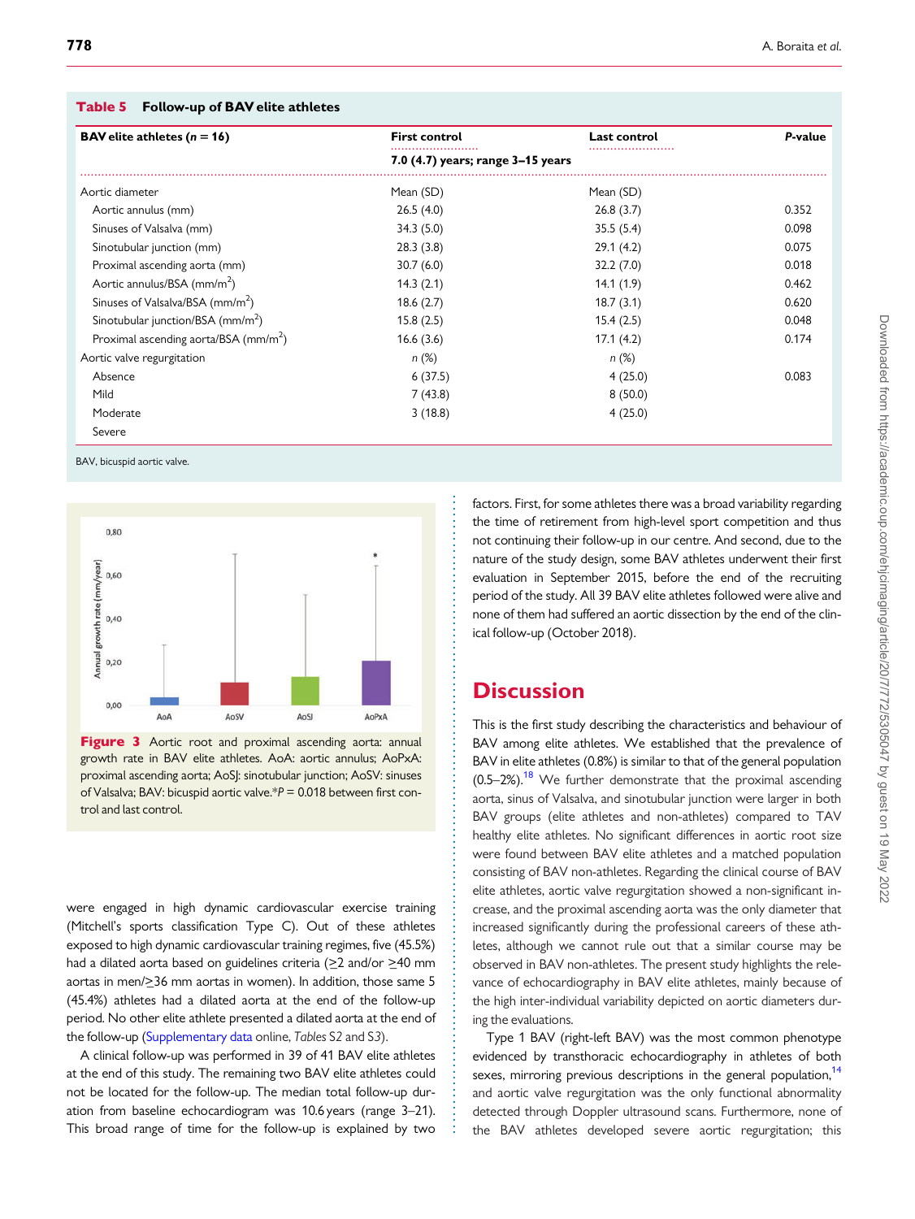**Table 5** Follow-up of BAV elite athletes

| BAV elite athletes (n = 16) | First control | Last control | P-value |
|---|---|---|---|
| | 7.0 (4.7) years; range 3–15 years | | |
| Aortic diameter | Mean (SD) | Mean (SD) | |
| Aortic annulus (mm) | 26.5 (4.0) | 26.8 (3.7) | 0.352 |
| Sinuses of Valsalva (mm) | 34.3 (5.0) | 35.5 (5.4) | 0.098 |
| Sinotubular junction (mm) | 28.3 (3.8) | 29.1 (4.2) | 0.075 |
| Proximal ascending aorta (mm) | 30.7 (6.0) | 32.2 (7.0) | 0.018 |
| Aortic annulus/BSA (mm/m$^2$) | 14.3 (2.1) | 14.1 (1.9) | 0.462 |
| Sinuses of Valsalva/BSA (mm/m$^2$) | 18.6 (2.7) | 18.7 (3.1) | 0.620 |
| Sinotubular junction/BSA (mm/m$^2$) | 15.8 (2.5) | 15.4 (2.5) | 0.048 |
| Proximal ascending aorta/BSA (mm/m$^2$) | 16.6 (3.6) | 17.1 (4.2) | 0.174 |
| Aortic valve regurgitation | n (%) | n (%) | |
| Absence | 6 (37.5) | 4 (25.0) | 0.083 |
| Mild | 7 (43.8) | 8 (50.0) | |
| Moderate | 3 (18.8) | 4 (25.0) | |
| Severe | | | |

BAV, bicuspid aortic valve.

**Figure 3** Aortic root and proximal ascending aorta: annual growth rate in BAV elite athletes. AoA: aortic annulus; AoPxA: proximal ascending aorta; AoSJ: sinotubular junction; AoSV: sinuses of Valsalva; BAV: bicuspid aortic valve.*P = 0.018 between first control and last control.

were engaged in high dynamic cardiovascular exercise training (Mitchell's sports classification Type C). Out of these athletes exposed to high dynamic cardiovascular training regimes, five (45.5%) had a dilated aorta based on guidelines criteria (≥2 and/or ≥40 mm aortas in men/≥36 mm aortas in women). In addition, those same 5 (45.4%) athletes had a dilated aorta at the end of the follow-up period. No other elite athlete presented a dilated aorta at the end of the follow-up (Supplementary data online, *Tables S2* and *S3*).

A clinical follow-up was performed in 39 of 41 BAV elite athletes at the end of this study. The remaining two BAV elite athletes could not be located for the follow-up. The median total follow-up duration from baseline echocardiogram was 10.6 years (range 3–21). This broad range of time for the follow-up is explained by two factors. First, for some athletes there was a broad variability regarding the time of retirement from high-level sport competition and thus not continuing their follow-up in our centre. And second, due to the nature of the study design, some BAV athletes underwent their first evaluation in September 2015, before the end of the recruiting period of the study. All 39 BAV elite athletes followed were alive and none of them had suffered an aortic dissection by the end of the clinical follow-up (October 2018).

# Discussion

This is the first study describing the characteristics and behaviour of BAV among elite athletes. We established that the prevalence of BAV in elite athletes (0.8%) is similar to that of the general population (0.5–2%).[18] We further demonstrate that the proximal ascending aorta, sinus of Valsalva, and sinotubular junction were larger in both BAV groups (elite athletes and non-athletes) compared to TAV healthy elite athletes. No significant differences in aortic root size were found between BAV elite athletes and a matched population consisting of BAV non-athletes. Regarding the clinical course of BAV elite athletes, aortic valve regurgitation showed a non-significant increase, and the proximal ascending aorta was the only diameter that increased significantly during the professional careers of these athletes, although we cannot rule out that a similar course may be observed in BAV non-athletes. The present study highlights the relevance of echocardiography in BAV elite athletes, mainly because of the high inter-individual variability depicted on aortic diameters during the evaluations.

Type 1 BAV (right-left BAV) was the most common phenotype evidenced by transthoracic echocardiography in athletes of both sexes, mirroring previous descriptions in the general population,[14] and aortic valve regurgitation was the only functional abnormality detected through Doppler ultrasound scans. Furthermore, none of the BAV athletes developed severe aortic regurgitation; this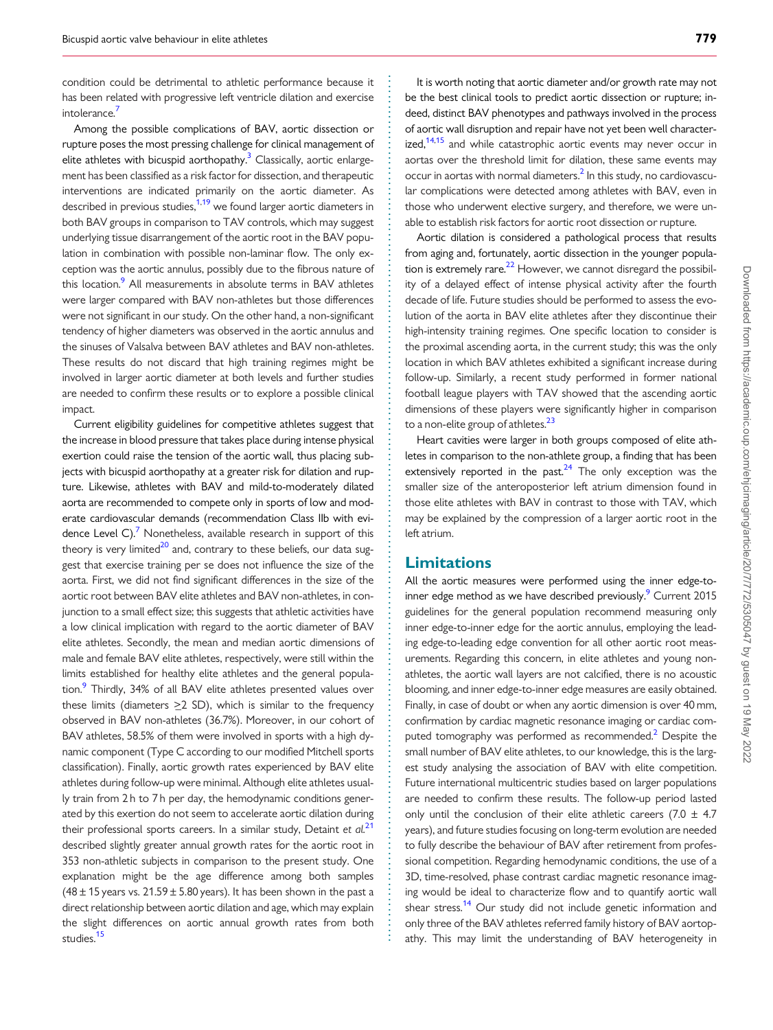condition could be detrimental to athletic performance because it has been related with progressive left ventricle dilation and exercise intolerance.[7]

Among the possible complications of BAV, aortic dissection or rupture poses the most pressing challenge for clinical management of elite athletes with bicuspid aorthopathy.[3] Classically, aortic enlargement has been classified as a risk factor for dissection, and therapeutic interventions are indicated primarily on the aortic diameter. As described in previous studies,[1,19] we found larger aortic diameters in both BAV groups in comparison to TAV controls, which may suggest underlying tissue disarrangement of the aortic root in the BAV population in combination with possible non-laminar flow. The only exception was the aortic annulus, possibly due to the fibrous nature of this location.[9] All measurements in absolute terms in BAV athletes were larger compared with BAV non-athletes but those differences were not significant in our study. On the other hand, a non-significant tendency of higher diameters was observed in the aortic annulus and the sinuses of Valsalva between BAV athletes and BAV non-athletes. These results do not discard that high training regimes might be involved in larger aortic diameter at both levels and further studies are needed to confirm these results or to explore a possible clinical impact.

Current eligibility guidelines for competitive athletes suggest that the increase in blood pressure that takes place during intense physical exertion could raise the tension of the aortic wall, thus placing subjects with bicuspid aorthopathy at a greater risk for dilation and rupture. Likewise, athletes with BAV and mild-to-moderately dilated aorta are recommended to compete only in sports of low and moderate cardiovascular demands (recommendation Class IIb with evidence Level C).[7] Nonetheless, available research in support of this theory is very limited[20] and, contrary to these beliefs, our data suggest that exercise training per se does not influence the size of the aorta. First, we did not find significant differences in the size of the aortic root between BAV elite athletes and BAV non-athletes, in conjunction to a small effect size; this suggests that athletic activities have a low clinical implication with regard to the aortic diameter of BAV elite athletes. Secondly, the mean and median aortic dimensions of male and female BAV elite athletes, respectively, were still within the limits established for healthy elite athletes and the general population.[9] Thirdly, 34% of all BAV elite athletes presented values over these limits (diameters ≥2 SD), which is similar to the frequency observed in BAV non-athletes (36.7%). Moreover, in our cohort of BAV athletes, 58.5% of them were involved in sports with a high dynamic component (Type C according to our modified Mitchell sports classification). Finally, aortic growth rates experienced by BAV elite athletes during follow-up were minimal. Although elite athletes usually train from 2 h to 7 h per day, the hemodynamic conditions generated by this exercise do not seem to accelerate aortic dilation during their professional sports careers. In a similar study, Detaint *et al.*[21] described slightly greater annual growth rates for the aortic root in 353 non-athletic subjects in comparison to the present study. One explanation might be the age difference among both samples ($48 \pm 15$ years vs. $21.59 \pm 5.80$ years). It has been shown in the past a direct relationship between aortic dilation and age, which may explain the slight differences on aortic annual growth rates from both studies.[15]

It is worth noting that aortic diameter and/or growth rate may not be the best clinical tools to predict aortic dissection or rupture; indeed, distinct BAV phenotypes and pathways involved in the process of aortic wall disruption and repair have not yet been well characterized,[14,15] and while catastrophic aortic events may never occur in aortas over the threshold limit for dilation, these same events may occur in aortas with normal diameters.[2] In this study, no cardiovascular complications were detected among athletes with BAV, even in those who underwent elective surgery, and therefore, we were unable to establish risk factors for aortic root dissection or rupture.

Aortic dilation is considered a pathological process that results from aging and, fortunately, aortic dissection in the younger population is extremely rare.[22] However, we cannot disregard the possibility of a delayed effect of intense physical activity after the fourth decade of life. Future studies should be performed to assess the evolution of the aorta in BAV elite athletes after they discontinue their high-intensity training regimes. One specific location to consider is the proximal ascending aorta, in the current study; this was the only location in which BAV athletes exhibited a significant increase during follow-up. Similarly, a recent study performed in former national football league players with TAV showed that the ascending aortic dimensions of these players were significantly higher in comparison to a non-elite group of athletes.[23]

Heart cavities were larger in both groups composed of elite athletes in comparison to the non-athlete group, a finding that has been extensively reported in the past.[24] The only exception was the smaller size of the anteroposterior left atrium dimension found in those elite athletes with BAV in contrast to those with TAV, which may be explained by the compression of a larger aortic root in the left atrium.

## Limitations

All the aortic measures were performed using the inner edge-to-inner edge method as we have described previously.[9] Current 2015 guidelines for the general population recommend measuring only inner edge-to-inner edge for the aortic annulus, employing the leading edge-to-leading edge convention for all other aortic root measurements. Regarding this concern, in elite athletes and young non-athletes, the aortic wall layers are not calcified, there is no acoustic blooming, and inner edge-to-inner edge measures are easily obtained. Finally, in case of doubt or when any aortic dimension is over 40 mm, confirmation by cardiac magnetic resonance imaging or cardiac computed tomography was performed as recommended.[2] Despite the small number of BAV elite athletes, to our knowledge, this is the largest study analysing the association of BAV with elite competition. Future international multicentric studies based on larger populations are needed to confirm these results. The follow-up period lasted only until the conclusion of their elite athletic careers ($7.0 \pm 4.7$ years), and future studies focusing on long-term evolution are needed to fully describe the behaviour of BAV after retirement from professional competition. Regarding hemodynamic conditions, the use of a 3D, time-resolved, phase contrast cardiac magnetic resonance imaging would be ideal to characterize flow and to quantify aortic wall shear stress.[14] Our study did not include genetic information and only three of the BAV athletes referred family history of BAV aortopathy. This may limit the understanding of BAV heterogeneity in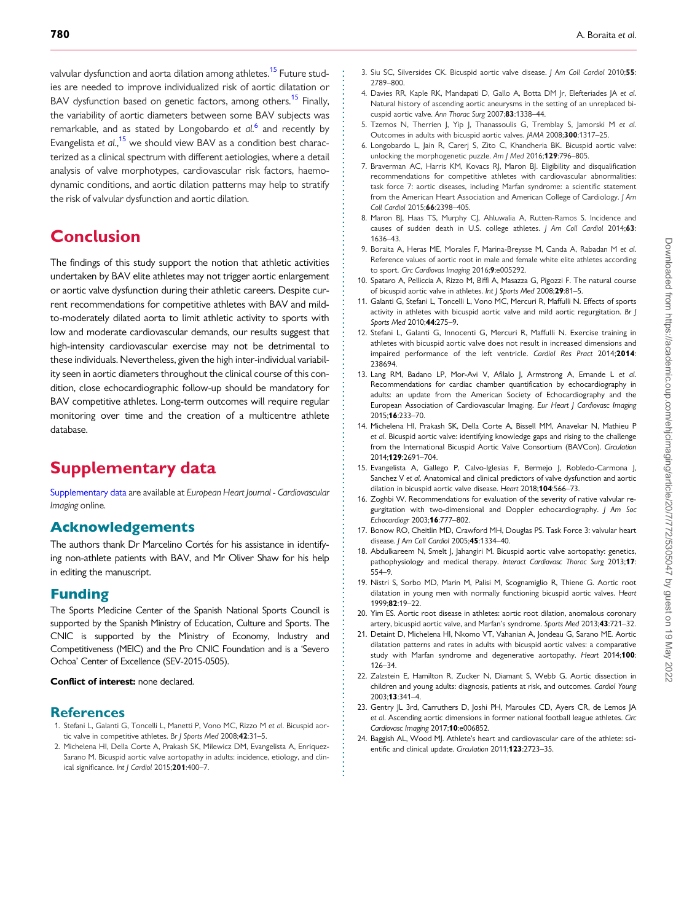valvular dysfunction and aorta dilation among athletes.[15] Future studies are needed to improve individualized risk of aortic dilatation or BAV dysfunction based on genetic factors, among others.[15] Finally, the variability of aortic diameters between some BAV subjects was remarkable, and as stated by Longobardo *et al.*[6] and recently by Evangelista *et al.*,[15] we should view BAV as a condition best characterized as a clinical spectrum with different aetiologies, where a detail analysis of valve morphotypes, cardiovascular risk factors, haemodynamic conditions, and aortic dilation patterns may help to stratify the risk of valvular dysfunction and aortic dilation.

# Conclusion

The findings of this study support the notion that athletic activities undertaken by BAV elite athletes may not trigger aortic enlargement or aortic valve dysfunction during their athletic careers. Despite current recommendations for competitive athletes with BAV and mild-to-moderately dilated aorta to limit athletic activity to sports with low and moderate cardiovascular demands, our results suggest that high-intensity cardiovascular exercise may not be detrimental to these individuals. Nevertheless, given the high inter-individual variability seen in aortic diameters throughout the clinical course of this condition, close echocardiographic follow-up should be mandatory for BAV competitive athletes. Long-term outcomes will require regular monitoring over time and the creation of a multicentre athlete database.

# Supplementary data

Supplementary data are available at *European Heart Journal - Cardiovascular Imaging* online.

## Acknowledgements

The authors thank Dr Marcelino Cortés for his assistance in identifying non-athlete patients with BAV, and Mr Oliver Shaw for his help in editing the manuscript.

## Funding

The Sports Medicine Center of the Spanish National Sports Council is supported by the Spanish Ministry of Education, Culture and Sports. The CNIC is supported by the Ministry of Economy, Industry and Competitiveness (MEIC) and the Pro CNIC Foundation and is a 'Severo Ochoa' Center of Excellence (SEV-2015-0505).

**Conflict of interest:** none declared.

## References

1. Stefani L, Galanti G, Toncelli L, Manetti P, Vono MC, Rizzo M *et al*. Bicuspid aortic valve in competitive athletes. *Br J Sports Med* 2008;**42**:31–5.
2. Michelena HI, Della Corte A, Prakash SK, Milewicz DM, Evangelista A, Enriquez-Sarano M. Bicuspid aortic valve aortopathy in adults: incidence, etiology, and clinical significance. *Int J Cardiol* 2015;**201**:400–7.
3. Siu SC, Silversides CK. Bicuspid aortic valve disease. *J Am Coll Cardiol* 2010;**55**: 2789–800.
4. Davies RR, Kaple RK, Mandapati D, Gallo A, Botta DM Jr, Elefteriades JA *et al*. Natural history of ascending aortic aneurysms in the setting of an unreplaced bicuspid aortic valve. *Ann Thorac Surg* 2007;**83**:1338–44.
5. Tzemos N, Therrien J, Yip J, Thanassoulis G, Tremblay S, Jamorski M *et al*. Outcomes in adults with bicuspid aortic valves. *JAMA* 2008;**300**:1317–25.
6. Longobardo L, Jain R, Carerj S, Zito C, Khandheria BK. Bicuspid aortic valve: unlocking the morphogenetic puzzle. *Am J Med* 2016;**129**:796–805.
7. Braverman AC, Harris KM, Kovacs RJ, Maron BJ. Eligibility and disqualification recommendations for competitive athletes with cardiovascular abnormalities: task force 7: aortic diseases, including Marfan syndrome: a scientific statement from the American Heart Association and American College of Cardiology. *J Am Coll Cardiol* 2015;**66**:2398–405.
8. Maron BJ, Haas TS, Murphy CJ, Ahluwalia A, Rutten-Ramos S. Incidence and causes of sudden death in U.S. college athletes. *J Am Coll Cardiol* 2014;**63**: 1636–43.
9. Boraita A, Heras ME, Morales F, Marina-Breysse M, Canda A, Rabadan M *et al*. Reference values of aortic root in male and female white elite athletes according to sport. *Circ Cardiovas Imaging* 2016;**9**:e005292.
10. Spataro A, Pelliccia A, Rizzo M, Biffi A, Masazza G, Pigozzi F. The natural course of bicuspid aortic valve in athletes. *Int J Sports Med* 2008;**29**:81–5.
11. Galanti G, Stefani L, Toncelli L, Vono MC, Mercuri R, Maffulli N. Effects of sports activity in athletes with bicuspid aortic valve and mild aortic regurgitation. *Br J Sports Med* 2010;**44**:275–9.
12. Stefani L, Galanti G, Innocenti G, Mercuri R, Maffulli N. Exercise training in athletes with bicuspid aortic valve does not result in increased dimensions and impaired performance of the left ventricle. *Cardiol Res Pract* 2014;**2014**: 238694.
13. Lang RM, Badano LP, Mor-Avi V, Afilalo J, Armstrong A, Ernande L *et al*. Recommendations for cardiac chamber quantification by echocardiography in adults: an update from the American Society of Echocardiography and the European Association of Cardiovascular Imaging. *Eur Heart J Cardiovasc Imaging* 2015;**16**:233–70.
14. Michelena HI, Prakash SK, Della Corte A, Bissell MM, Anavekar N, Mathieu P *et al*. Bicuspid aortic valve: identifying knowledge gaps and rising to the challenge from the International Bicuspid Aortic Valve Consortium (BAVCon). *Circulation* 2014;**129**:2691–704.
15. Evangelista A, Gallego P, Calvo-Iglesias F, Bermejo J, Robledo-Carmona J, Sanchez V *et al*. Anatomical and clinical predictors of valve dysfunction and aortic dilation in bicuspid aortic valve disease. *Heart* 2018;**104**:566–73.
16. Zoghbi W. Recommendations for evaluation of the severity of native valvular regurgitation with two-dimensional and Doppler echocardiography. *J Am Soc Echocardiogr* 2003;**16**:777–802.
17. Bonow RO, Cheitlin MD, Crawford MH, Douglas PS. Task Force 3: valvular heart disease. *J Am Coll Cardiol* 2005;**45**:1334–40.
18. Abdulkareem N, Smelt J, Jahangiri M. Bicuspid aortic valve aortopathy: genetics, pathophysiology and medical therapy. *Interact Cardiovasc Thorac Surg* 2013;**17**: 554–9.
19. Nistri S, Sorbo MD, Marin M, Palisi M, Scognamiglio R, Thiene G. Aortic root dilatation in young men with normally functioning bicuspid aortic valves. *Heart* 1999;**82**:19–22.
20. Yim ES. Aortic root disease in athletes: aortic root dilation, anomalous coronary artery, bicuspid aortic valve, and Marfan's syndrome. *Sports Med* 2013;**43**:721–32.
21. Detaint D, Michelena HI, Nkomo VT, Vahanian A, Jondeau G, Sarano ME. Aortic dilatation patterns and rates in adults with bicuspid aortic valves: a comparative study with Marfan syndrome and degenerative aortopathy. *Heart* 2014;**100**: 126–34.
22. Zalzstein E, Hamilton R, Zucker N, Diamant S, Webb G. Aortic dissection in children and young adults: diagnosis, patients at risk, and outcomes. *Cardiol Young* 2003;**13**:341–4.
23. Gentry JL 3rd, Carruthers D, Joshi PH, Maroules CD, Ayers CR, de Lemos JA *et al*. Ascending aortic dimensions in former national football league athletes. *Circ Cardiovasc Imaging* 2017;**10**:e006852.
24. Baggish AL, Wood MJ. Athlete's heart and cardiovascular care of the athlete: scientific and clinical update. *Circulation* 2011;**123**:2723–35.